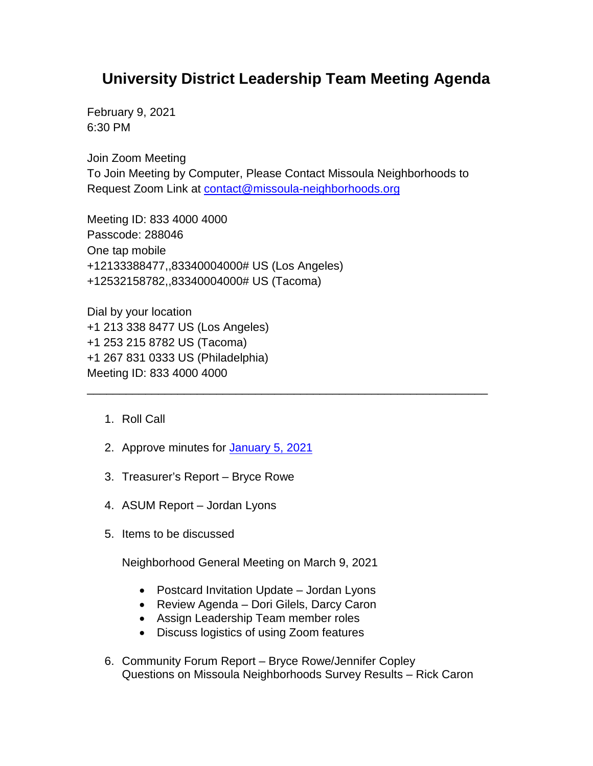# University District Leadership Team Meeting Agenda

February 9, 2021
6:30 PM

Join Zoom Meeting
To Join Meeting by Computer, Please Contact Missoula Neighborhoods to Request Zoom Link at contact@missoula-neighborhoods.org

Meeting ID: 833 4000 4000
Passcode: 288046
One tap mobile
+12133388477,,83340004000# US (Los Angeles)
+12532158782,,83340004000# US (Tacoma)

Dial by your location
+1 213 338 8477 US (Los Angeles)
+1 253 215 8782 US (Tacoma)
+1 267 831 0333 US (Philadelphia)
Meeting ID: 833 4000 4000

---

1. Roll Call

2. Approve minutes for January 5, 2021

3. Treasurer's Report – Bryce Rowe

4. ASUM Report – Jordan Lyons

5. Items to be discussed

   Neighborhood General Meeting on March 9, 2021

   - Postcard Invitation Update – Jordan Lyons
   - Review Agenda – Dori Gilels, Darcy Caron
   - Assign Leadership Team member roles
   - Discuss logistics of using Zoom features

6. Community Forum Report – Bryce Rowe/Jennifer Copley
   Questions on Missoula Neighborhoods Survey Results – Rick Caron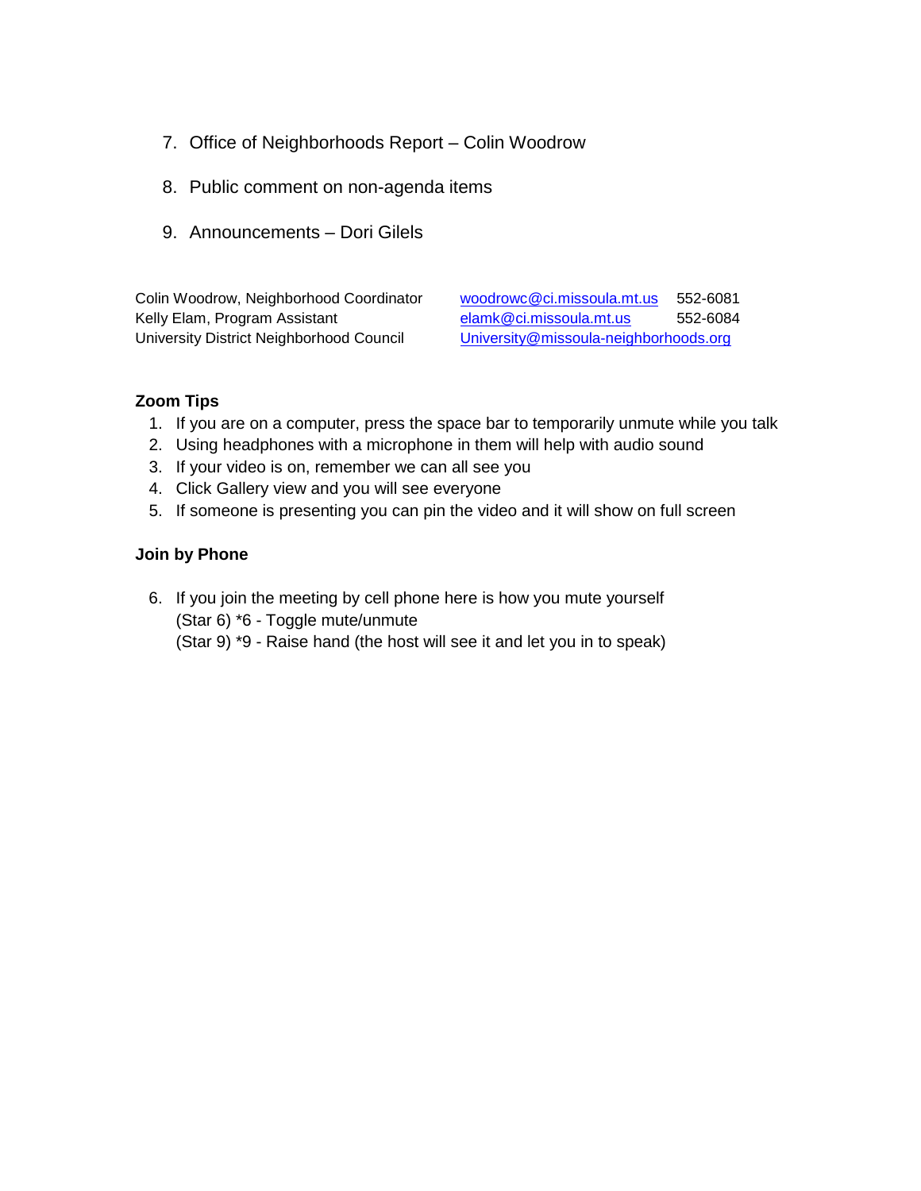7. Office of Neighborhoods Report – Colin Woodrow

8. Public comment on non-agenda items

9. Announcements – Dori Gilels

| | | |
|---|---|---|
| Colin Woodrow, Neighborhood Coordinator | woodrowc@ci.missoula.mt.us | 552-6081 |
| Kelly Elam, Program Assistant | elamk@ci.missoula.mt.us | 552-6084 |
| University District Neighborhood Council | University@missoula-neighborhoods.org | |

**Zoom Tips**

1. If you are on a computer, press the space bar to temporarily unmute while you talk
2. Using headphones with a microphone in them will help with audio sound
3. If your video is on, remember we can all see you
4. Click Gallery view and you will see everyone
5. If someone is presenting you can pin the video and it will show on full screen

**Join by Phone**

6. If you join the meeting by cell phone here is how you mute yourself
   (Star 6) *6 - Toggle mute/unmute
   (Star 9) *9 - Raise hand (the host will see it and let you in to speak)